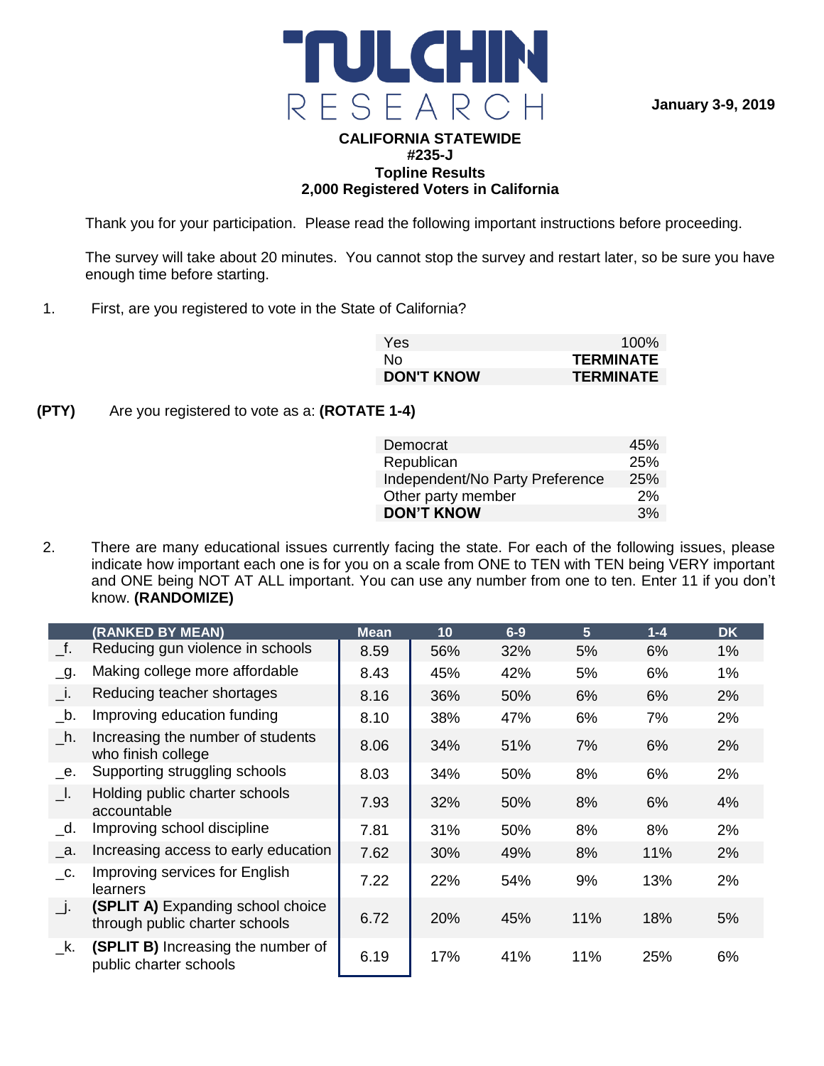# TULCHIN RESEARCH

**January 3-9, 2019**

**CALIFORNIA STATEWIDE**
**#235-J**
**Topline Results**
**2,000 Registered Voters in California**

Thank you for your participation. Please read the following important instructions before proceeding.

The survey will take about 20 minutes. You cannot stop the survey and restart later, so be sure you have enough time before starting.

1. First, are you registered to vote in the State of California?

| | |
|---|---|
| Yes | 100% |
| No | **TERMINATE** |
| **DON'T KNOW** | **TERMINATE** |

**(PTY)** Are you registered to vote as a: **(ROTATE 1-4)**

| | |
|---|---|
| Democrat | 45% |
| Republican | 25% |
| Independent/No Party Preference | 25% |
| Other party member | 2% |
| **DON'T KNOW** | 3% |

2. There are many educational issues currently facing the state. For each of the following issues, please indicate how important each one is for you on a scale from ONE to TEN with TEN being VERY important and ONE being NOT AT ALL important. You can use any number from one to ten. Enter 11 if you don't know. **(RANDOMIZE)**

| | (RANKED BY MEAN) | Mean | 10 | 6-9 | 5 | 1-4 | DK |
|---|---|---|---|---|---|---|---|
| _f. | Reducing gun violence in schools | 8.59 | 56% | 32% | 5% | 6% | 1% |
| _g. | Making college more affordable | 8.43 | 45% | 42% | 5% | 6% | 1% |
| _i. | Reducing teacher shortages | 8.16 | 36% | 50% | 6% | 6% | 2% |
| _b. | Improving education funding | 8.10 | 38% | 47% | 6% | 7% | 2% |
| _h. | Increasing the number of students who finish college | 8.06 | 34% | 51% | 7% | 6% | 2% |
| _e. | Supporting struggling schools | 8.03 | 34% | 50% | 8% | 6% | 2% |
| _l. | Holding public charter schools accountable | 7.93 | 32% | 50% | 8% | 6% | 4% |
| _d. | Improving school discipline | 7.81 | 31% | 50% | 8% | 8% | 2% |
| _a. | Increasing access to early education | 7.62 | 30% | 49% | 8% | 11% | 2% |
| _c. | Improving services for English learners | 7.22 | 22% | 54% | 9% | 13% | 2% |
| _j. | **(SPLIT A)** Expanding school choice through public charter schools | 6.72 | 20% | 45% | 11% | 18% | 5% |
| _k. | **(SPLIT B)** Increasing the number of public charter schools | 6.19 | 17% | 41% | 11% | 25% | 6% |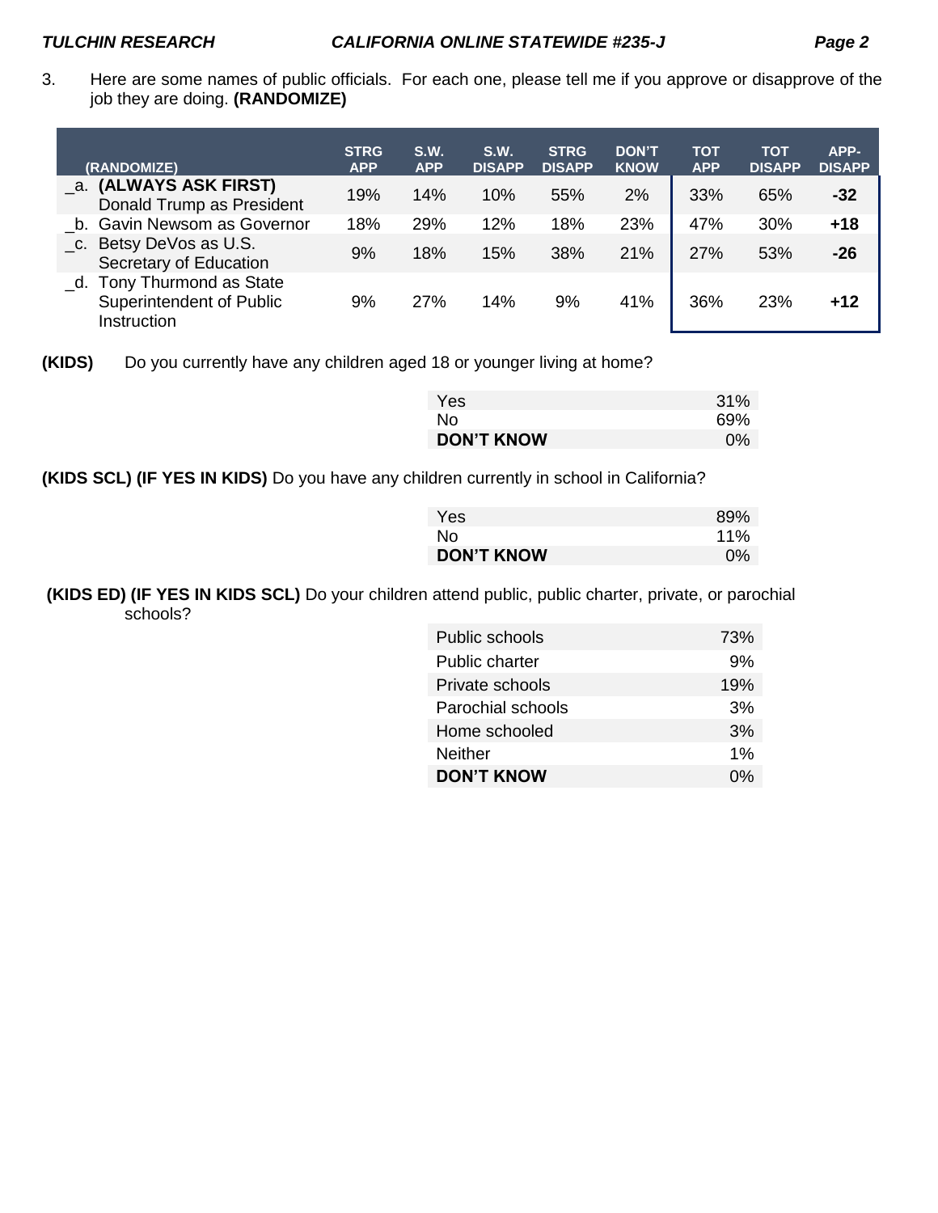3. Here are some names of public officials. For each one, please tell me if you approve or disapprove of the job they are doing. **(RANDOMIZE)**

| (RANDOMIZE) | STRG APP | S.W. APP | S.W. DISAPP | STRG DISAPP | DON'T KNOW | TOT APP | TOT DISAPP | APP-DISAPP |
|---|---|---|---|---|---|---|---|---|
| _a. **(ALWAYS ASK FIRST)** Donald Trump as President | 19% | 14% | 10% | 55% | 2% | 33% | 65% | **-32** |
| _b. Gavin Newsom as Governor | 18% | 29% | 12% | 18% | 23% | 47% | 30% | **+18** |
| _c. Betsy DeVos as U.S. Secretary of Education | 9% | 18% | 15% | 38% | 21% | 27% | 53% | **-26** |
| _d. Tony Thurmond as State Superintendent of Public Instruction | 9% | 27% | 14% | 9% | 41% | 36% | 23% | **+12** |

**(KIDS)** Do you currently have any children aged 18 or younger living at home?

| | |
|---|---|
| Yes | 31% |
| No | 69% |
| **DON'T KNOW** | 0% |

**(KIDS SCL) (IF YES IN KIDS)** Do you have any children currently in school in California?

| | |
|---|---|
| Yes | 89% |
| No | 11% |
| **DON'T KNOW** | 0% |

**(KIDS ED) (IF YES IN KIDS SCL)** Do your children attend public, public charter, private, or parochial schools?

| | |
|---|---|
| Public schools | 73% |
| Public charter | 9% |
| Private schools | 19% |
| Parochial schools | 3% |
| Home schooled | 3% |
| Neither | 1% |
| **DON'T KNOW** | 0% |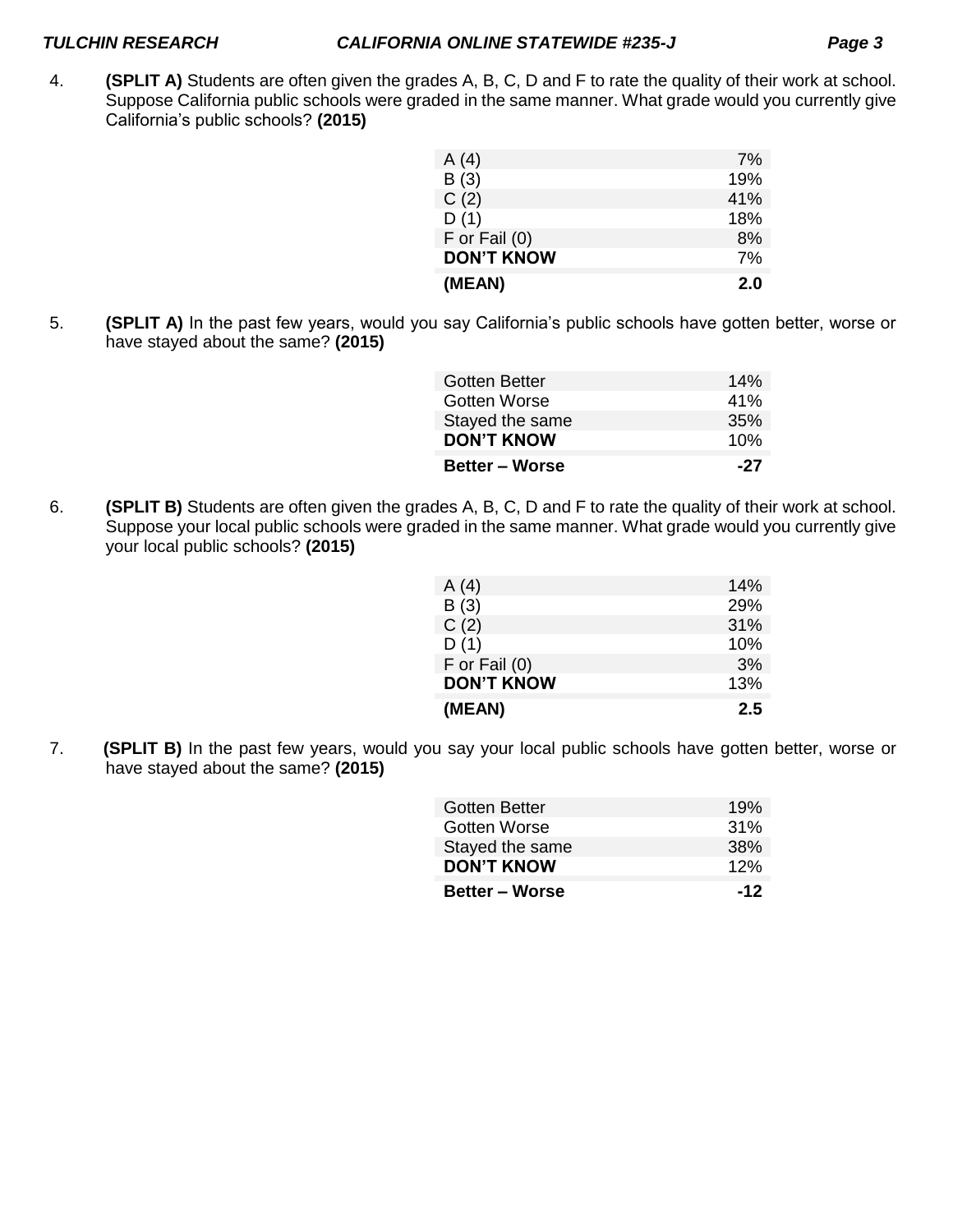4. **(SPLIT A)** Students are often given the grades A, B, C, D and F to rate the quality of their work at school. Suppose California public schools were graded in the same manner. What grade would you currently give California's public schools? **(2015)**

| | |
|---|---|
| A (4) | 7% |
| B (3) | 19% |
| C (2) | 41% |
| D (1) | 18% |
| F or Fail (0) | 8% |
| **DON'T KNOW** | 7% |
| **(MEAN)** | **2.0** |

5. **(SPLIT A)** In the past few years, would you say California's public schools have gotten better, worse or have stayed about the same? **(2015)**

| | |
|---|---|
| Gotten Better | 14% |
| Gotten Worse | 41% |
| Stayed the same | 35% |
| **DON'T KNOW** | 10% |
| **Better – Worse** | **-27** |

6. **(SPLIT B)** Students are often given the grades A, B, C, D and F to rate the quality of their work at school. Suppose your local public schools were graded in the same manner. What grade would you currently give your local public schools? **(2015)**

| | |
|---|---|
| A (4) | 14% |
| B (3) | 29% |
| C (2) | 31% |
| D (1) | 10% |
| F or Fail (0) | 3% |
| **DON'T KNOW** | 13% |
| **(MEAN)** | **2.5** |

7. **(SPLIT B)** In the past few years, would you say your local public schools have gotten better, worse or have stayed about the same? **(2015)**

| | |
|---|---|
| Gotten Better | 19% |
| Gotten Worse | 31% |
| Stayed the same | 38% |
| **DON'T KNOW** | 12% |
| **Better – Worse** | **-12** |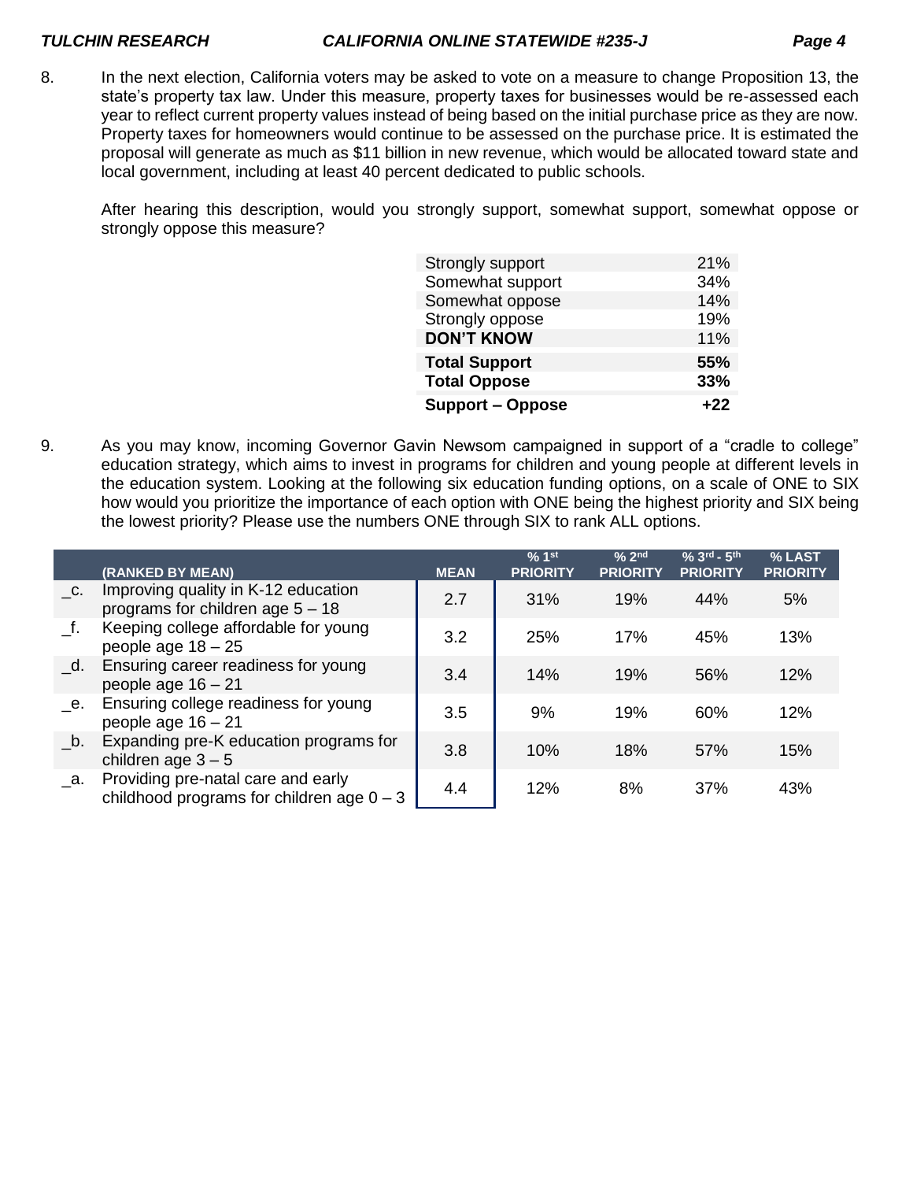8. In the next election, California voters may be asked to vote on a measure to change Proposition 13, the state's property tax law. Under this measure, property taxes for businesses would be re-assessed each year to reflect current property values instead of being based on the initial purchase price as they are now. Property taxes for homeowners would continue to be assessed on the purchase price. It is estimated the proposal will generate as much as $11 billion in new revenue, which would be allocated toward state and local government, including at least 40 percent dedicated to public schools.

   After hearing this description, would you strongly support, somewhat support, somewhat oppose or strongly oppose this measure?

| | |
|---|---|
| Strongly support | 21% |
| Somewhat support | 34% |
| Somewhat oppose | 14% |
| Strongly oppose | 19% |
| **DON'T KNOW** | 11% |
| **Total Support** | **55%** |
| **Total Oppose** | **33%** |
| **Support – Oppose** | **+22** |

9. As you may know, incoming Governor Gavin Newsom campaigned in support of a "cradle to college" education strategy, which aims to invest in programs for children and young people at different levels in the education system. Looking at the following six education funding options, on a scale of ONE to SIX how would you prioritize the importance of each option with ONE being the highest priority and SIX being the lowest priority? Please use the numbers ONE through SIX to rank ALL options.

| | (RANKED BY MEAN) | MEAN | % 1st PRIORITY | % 2nd PRIORITY | % 3rd - 5th PRIORITY | % LAST PRIORITY |
|---|---|---|---|---|---|---|
| _c. | Improving quality in K-12 education programs for children age 5 – 18 | 2.7 | 31% | 19% | 44% | 5% |
| _f. | Keeping college affordable for young people age 18 – 25 | 3.2 | 25% | 17% | 45% | 13% |
| _d. | Ensuring career readiness for young people age 16 – 21 | 3.4 | 14% | 19% | 56% | 12% |
| _e. | Ensuring college readiness for young people age 16 – 21 | 3.5 | 9% | 19% | 60% | 12% |
| _b. | Expanding pre-K education programs for children age 3 – 5 | 3.8 | 10% | 18% | 57% | 15% |
| _a. | Providing pre-natal care and early childhood programs for children age 0 – 3 | 4.4 | 12% | 8% | 37% | 43% |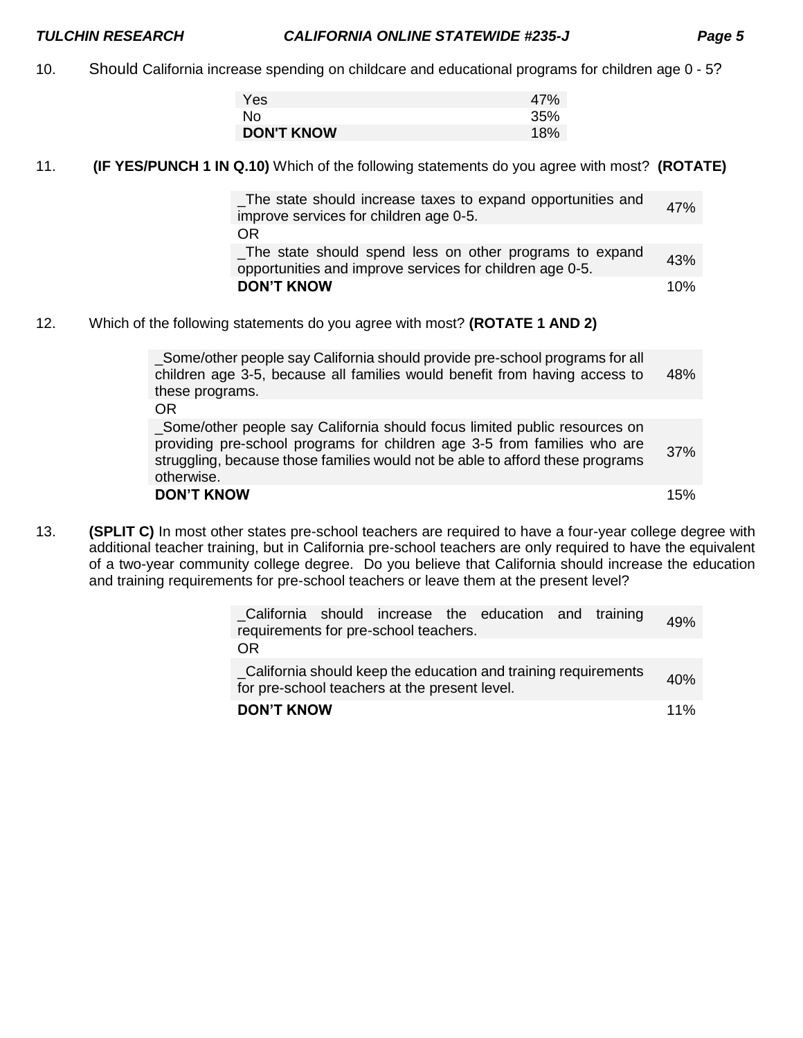10. Should California increase spending on childcare and educational programs for children age 0 - 5?

| | |
|---|---|
| Yes | 47% |
| No | 35% |
| **DON'T KNOW** | 18% |

11. **(IF YES/PUNCH 1 IN Q.10)** Which of the following statements do you agree with most? **(ROTATE)**

| | |
|---|---|
| _The state should increase taxes to expand opportunities and improve services for children age 0-5. | 47% |
| OR | |
| _The state should spend less on other programs to expand opportunities and improve services for children age 0-5. | 43% |
| **DON'T KNOW** | 10% |

12. Which of the following statements do you agree with most? **(ROTATE 1 AND 2)**

| | |
|---|---|
| _Some/other people say California should provide pre-school programs for all children age 3-5, because all families would benefit from having access to these programs. | 48% |
| OR | |
| _Some/other people say California should focus limited public resources on providing pre-school programs for children age 3-5 from families who are struggling, because those families would not be able to afford these programs otherwise. | 37% |
| **DON'T KNOW** | 15% |

13. **(SPLIT C)** In most other states pre-school teachers are required to have a four-year college degree with additional teacher training, but in California pre-school teachers are only required to have the equivalent of a two-year community college degree. Do you believe that California should increase the education and training requirements for pre-school teachers or leave them at the present level?

| | |
|---|---|
| _California should increase the education and training requirements for pre-school teachers. | 49% |
| OR | |
| _California should keep the education and training requirements for pre-school teachers at the present level. | 40% |
| **DON'T KNOW** | 11% |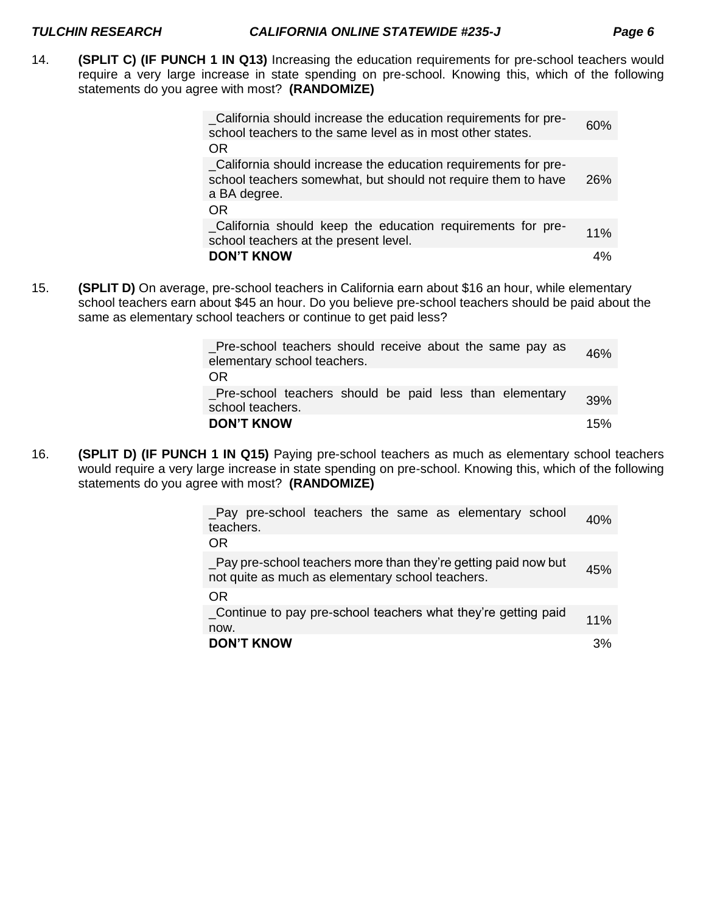14. **(SPLIT C) (IF PUNCH 1 IN Q13)** Increasing the education requirements for pre-school teachers would require a very large increase in state spending on pre-school. Knowing this, which of the following statements do you agree with most? **(RANDOMIZE)**

| | |
|---|---|
| _California should increase the education requirements for pre-school teachers to the same level as in most other states. | 60% |
| OR | |
| _California should increase the education requirements for pre-school teachers somewhat, but should not require them to have a BA degree. | 26% |
| OR | |
| _California should keep the education requirements for pre-school teachers at the present level. | 11% |
| **DON'T KNOW** | 4% |

15. **(SPLIT D)** On average, pre-school teachers in California earn about $16 an hour, while elementary school teachers earn about $45 an hour. Do you believe pre-school teachers should be paid about the same as elementary school teachers or continue to get paid less?

| | |
|---|---|
| _Pre-school teachers should receive about the same pay as elementary school teachers. | 46% |
| OR | |
| _Pre-school teachers should be paid less than elementary school teachers. | 39% |
| **DON'T KNOW** | 15% |

16. **(SPLIT D) (IF PUNCH 1 IN Q15)** Paying pre-school teachers as much as elementary school teachers would require a very large increase in state spending on pre-school. Knowing this, which of the following statements do you agree with most? **(RANDOMIZE)**

| | |
|---|---|
| _Pay pre-school teachers the same as elementary school teachers. | 40% |
| OR | |
| _Pay pre-school teachers more than they're getting paid now but not quite as much as elementary school teachers. | 45% |
| OR | |
| _Continue to pay pre-school teachers what they're getting paid now. | 11% |
| **DON'T KNOW** | 3% |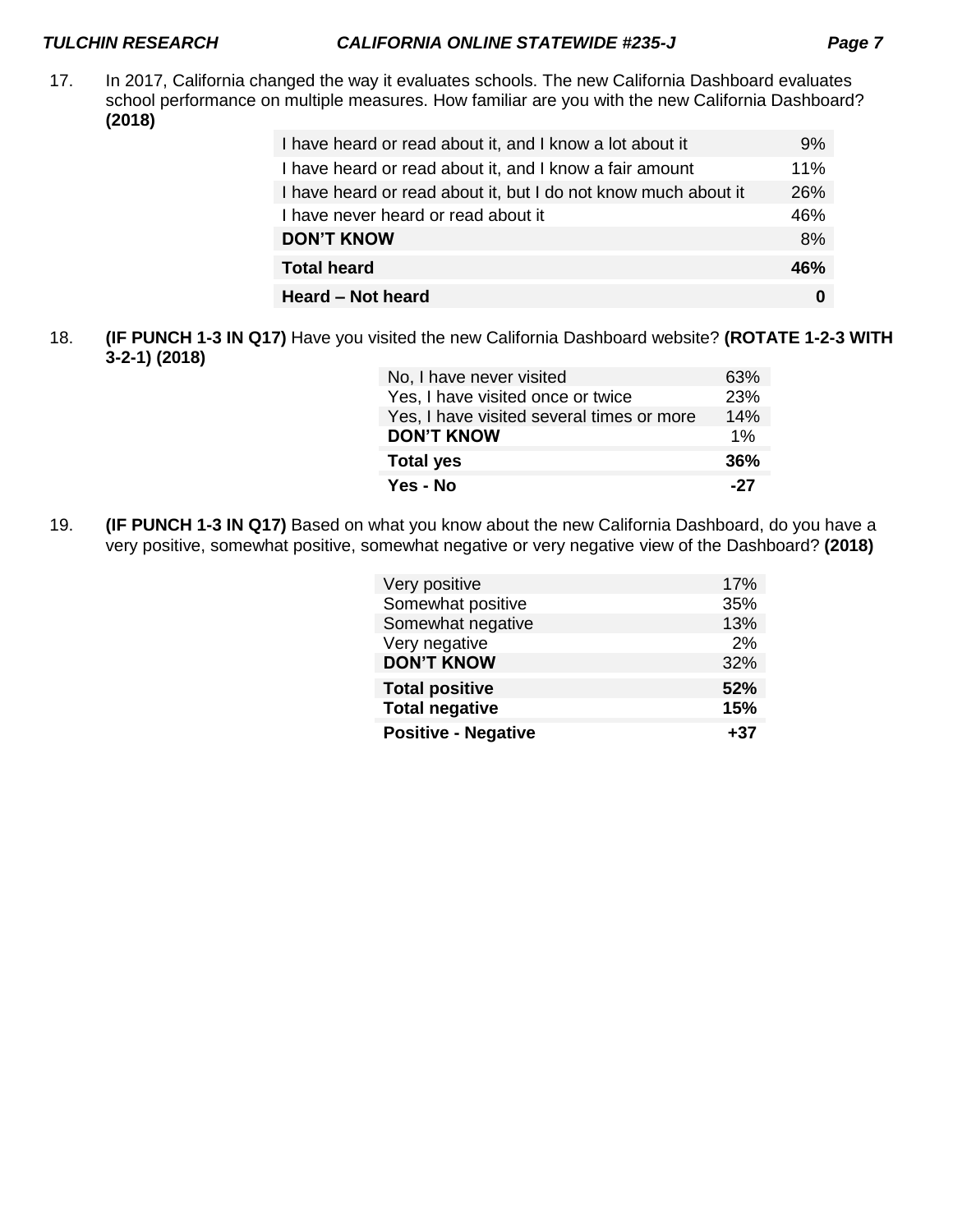17. In 2017, California changed the way it evaluates schools. The new California Dashboard evaluates school performance on multiple measures. How familiar are you with the new California Dashboard? **(2018)**

| | |
|---|---|
| I have heard or read about it, and I know a lot about it | 9% |
| I have heard or read about it, and I know a fair amount | 11% |
| I have heard or read about it, but I do not know much about it | 26% |
| I have never heard or read about it | 46% |
| **DON'T KNOW** | 8% |
| **Total heard** | **46%** |
| **Heard – Not heard** | **0** |

18. **(IF PUNCH 1-3 IN Q17)** Have you visited the new California Dashboard website? **(ROTATE 1-2-3 WITH 3-2-1) (2018)**

| | |
|---|---|
| No, I have never visited | 63% |
| Yes, I have visited once or twice | 23% |
| Yes, I have visited several times or more | 14% |
| **DON'T KNOW** | 1% |
| **Total yes** | **36%** |
| **Yes - No** | **-27** |

19. **(IF PUNCH 1-3 IN Q17)** Based on what you know about the new California Dashboard, do you have a very positive, somewhat positive, somewhat negative or very negative view of the Dashboard? **(2018)**

| | |
|---|---|
| Very positive | 17% |
| Somewhat positive | 35% |
| Somewhat negative | 13% |
| Very negative | 2% |
| **DON'T KNOW** | 32% |
| **Total positive** | **52%** |
| **Total negative** | **15%** |
| **Positive - Negative** | **+37** |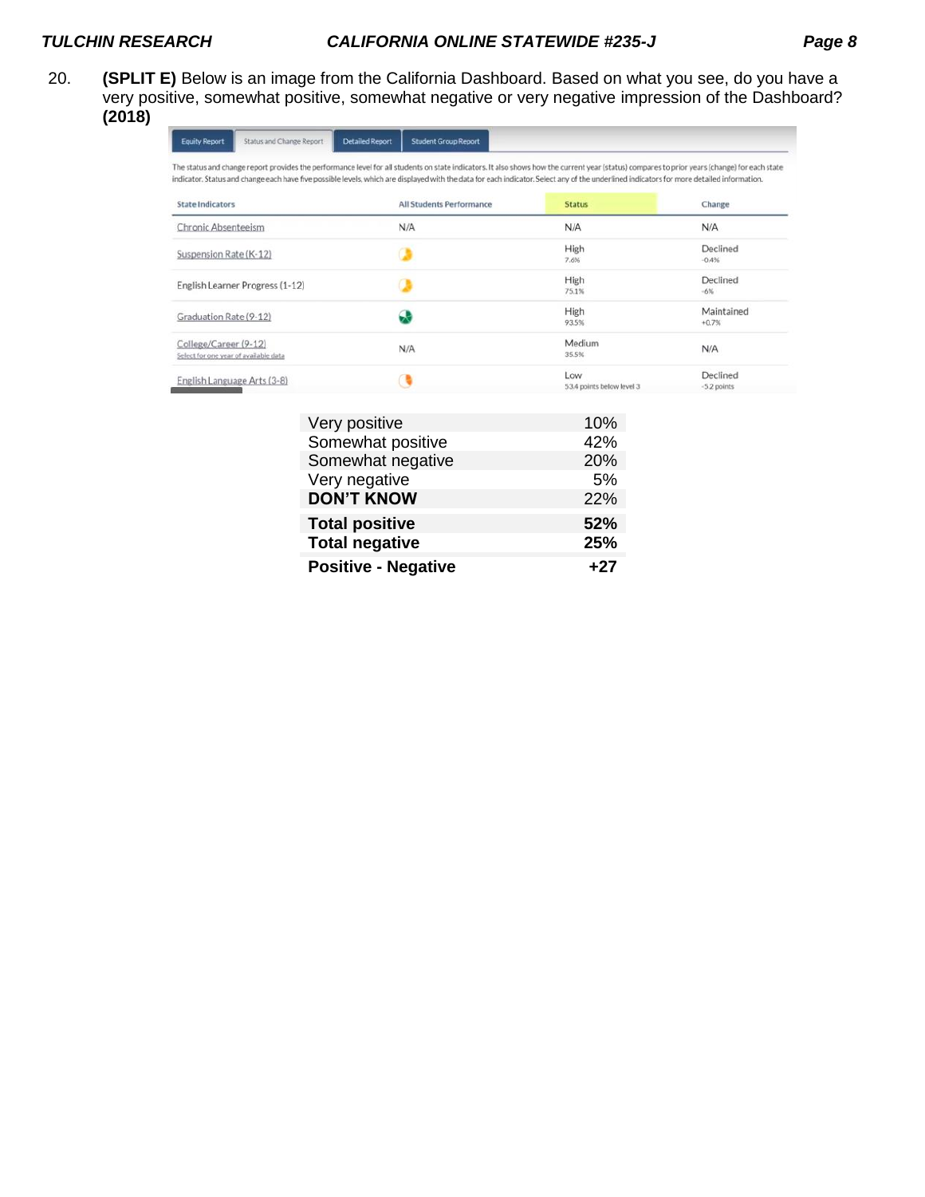20. **(SPLIT E)** Below is an image from the California Dashboard. Based on what you see, do you have a very positive, somewhat positive, somewhat negative or very negative impression of the Dashboard? **(2018)**

Equity Report | Status and Change Report | Detailed Report | Student Group Report

The status and change report provides the performance level for all students on state indicators. It also shows how the current year (status) compares to prior years (change) for each state indicator. Status and change each have five possible levels, which are displayed with the data for each indicator. Select any of the underlined indicators for more detailed information.

| State Indicators | All Students Performance | Status | Change |
|---|---|---|---|
| Chronic Absenteeism | N/A | N/A | N/A |
| Suspension Rate (K-12) | | High 7.6% | Declined -0.4% |
| English Learner Progress (1-12) | | High 75.1% | Declined -6% |
| Graduation Rate (9-12) | | High 93.5% | Maintained +0.7% |
| College/Career (9-12) Select for one year of available data | N/A | Medium 35.5% | N/A |
| English Language Arts (3-8) | | Low 53.4 points below level 3 | Declined -5.2 points |

| | |
|---|---|
| Very positive | 10% |
| Somewhat positive | 42% |
| Somewhat negative | 20% |
| Very negative | 5% |
| **DON'T KNOW** | 22% |
| **Total positive** | **52%** |
| **Total negative** | **25%** |
| **Positive - Negative** | **+27** |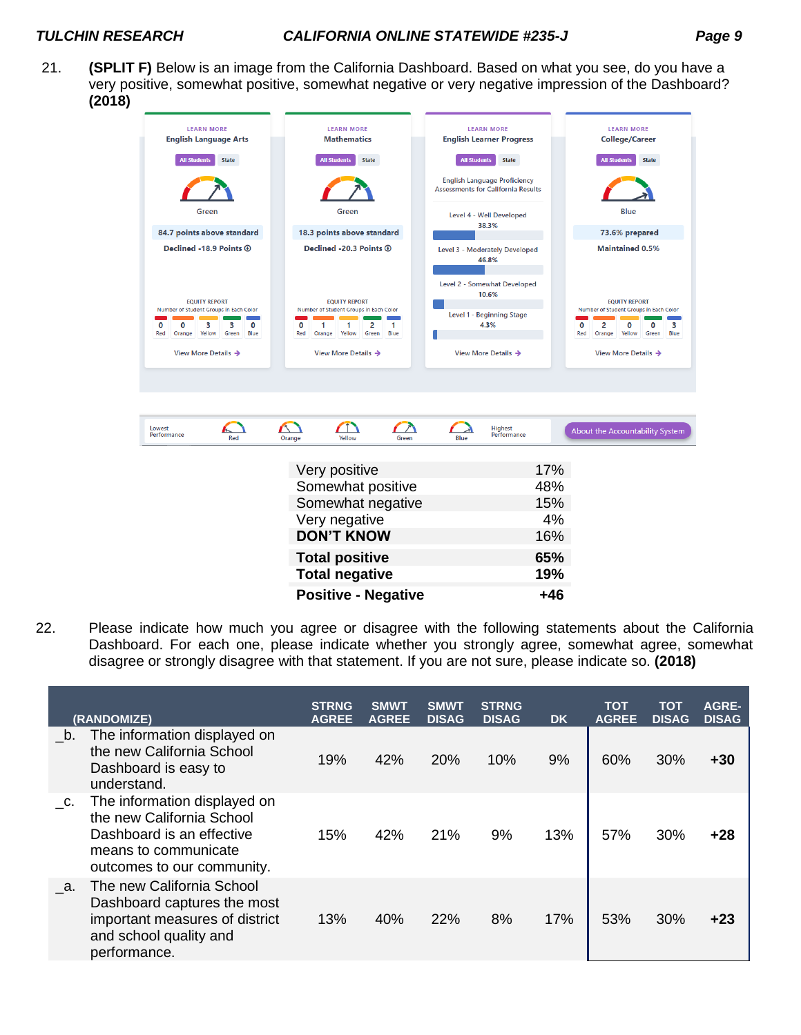21. **(SPLIT F)** Below is an image from the California Dashboard. Based on what you see, do you have a very positive, somewhat positive, somewhat negative or very negative impression of the Dashboard? **(2018)**

| | |
|---|---|
| Very positive | 17% |
| Somewhat positive | 48% |
| Somewhat negative | 15% |
| Very negative | 4% |
| **DON'T KNOW** | 16% |
| **Total positive** | **65%** |
| **Total negative** | **19%** |
| **Positive - Negative** | **+46** |

22. Please indicate how much you agree or disagree with the following statements about the California Dashboard. For each one, please indicate whether you strongly agree, somewhat agree, somewhat disagree or strongly disagree with that statement. If you are not sure, please indicate so. **(2018)**

| (RANDOMIZE) | STRNG AGREE | SMWT AGREE | SMWT DISAG | STRNG DISAG | DK | TOT AGREE | TOT DISAG | AGRE-DISAG |
|---|---|---|---|---|---|---|---|---|
| _b. The information displayed on the new California School Dashboard is easy to understand. | 19% | 42% | 20% | 10% | 9% | 60% | 30% | **+30** |
| _c. The information displayed on the new California School Dashboard is an effective means to communicate outcomes to our community. | 15% | 42% | 21% | 9% | 13% | 57% | 30% | **+28** |
| _a. The new California School Dashboard captures the most important measures of district and school quality and performance. | 13% | 40% | 22% | 8% | 17% | 53% | 30% | **+23** |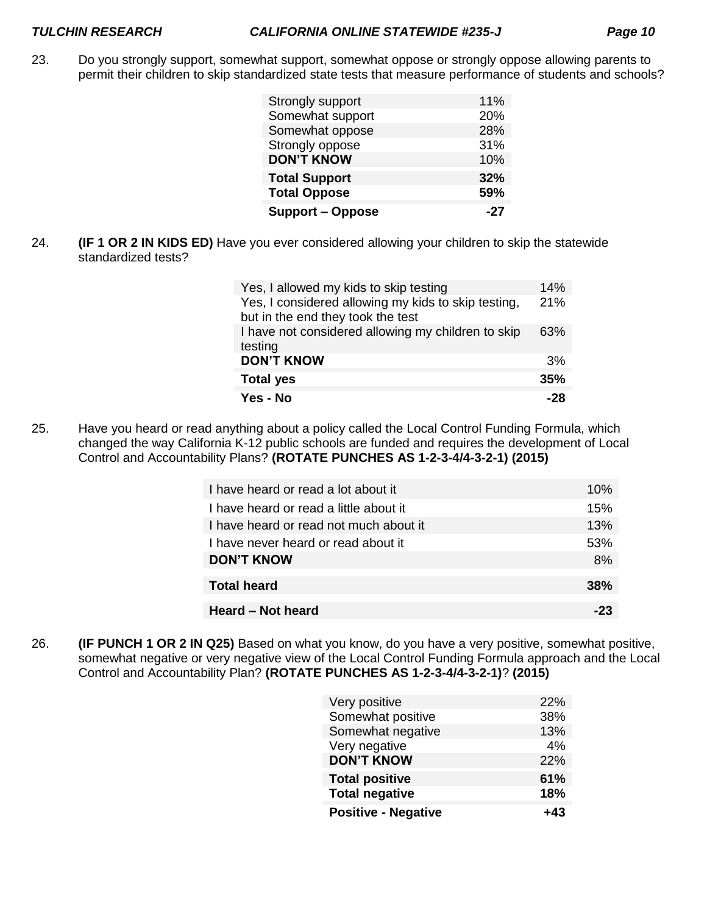23. Do you strongly support, somewhat support, somewhat oppose or strongly oppose allowing parents to permit their children to skip standardized state tests that measure performance of students and schools?

| | |
|---|---|
| Strongly support | 11% |
| Somewhat support | 20% |
| Somewhat oppose | 28% |
| Strongly oppose | 31% |
| **DON'T KNOW** | 10% |
| **Total Support** | **32%** |
| **Total Oppose** | **59%** |
| **Support – Oppose** | **-27** |

24. **(IF 1 OR 2 IN KIDS ED)** Have you ever considered allowing your children to skip the statewide standardized tests?

| | |
|---|---|
| Yes, I allowed my kids to skip testing | 14% |
| Yes, I considered allowing my kids to skip testing, but in the end they took the test | 21% |
| I have not considered allowing my children to skip testing | 63% |
| **DON'T KNOW** | 3% |
| **Total yes** | **35%** |
| **Yes - No** | **-28** |

25. Have you heard or read anything about a policy called the Local Control Funding Formula, which changed the way California K-12 public schools are funded and requires the development of Local Control and Accountability Plans? **(ROTATE PUNCHES AS 1-2-3-4/4-3-2-1) (2015)**

| | |
|---|---|
| I have heard or read a lot about it | 10% |
| I have heard or read a little about it | 15% |
| I have heard or read not much about it | 13% |
| I have never heard or read about it | 53% |
| **DON'T KNOW** | 8% |
| **Total heard** | **38%** |
| **Heard – Not heard** | **-23** |

26. **(IF PUNCH 1 OR 2 IN Q25)** Based on what you know, do you have a very positive, somewhat positive, somewhat negative or very negative view of the Local Control Funding Formula approach and the Local Control and Accountability Plan? **(ROTATE PUNCHES AS 1-2-3-4/4-3-2-1)**? **(2015)**

| | |
|---|---|
| Very positive | 22% |
| Somewhat positive | 38% |
| Somewhat negative | 13% |
| Very negative | 4% |
| **DON'T KNOW** | 22% |
| **Total positive** | **61%** |
| **Total negative** | **18%** |
| **Positive - Negative** | **+43** |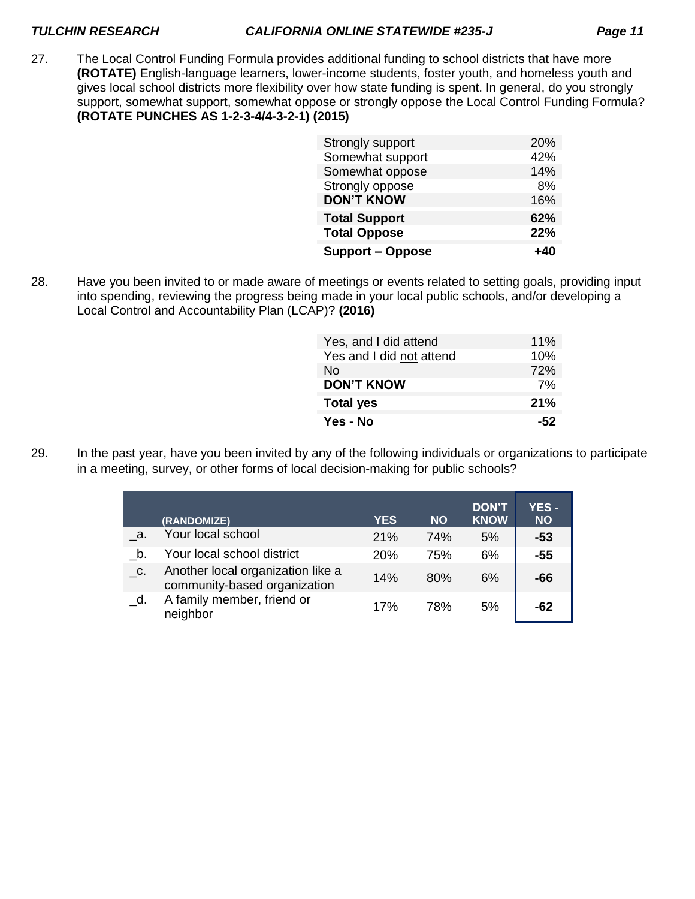27. The Local Control Funding Formula provides additional funding to school districts that have more **(ROTATE)** English-language learners, lower-income students, foster youth, and homeless youth and gives local school districts more flexibility over how state funding is spent. In general, do you strongly support, somewhat support, somewhat oppose or strongly oppose the Local Control Funding Formula? **(ROTATE PUNCHES AS 1-2-3-4/4-3-2-1) (2015)**

| | |
|---|---|
| Strongly support | 20% |
| Somewhat support | 42% |
| Somewhat oppose | 14% |
| Strongly oppose | 8% |
| **DON'T KNOW** | 16% |
| **Total Support** | **62%** |
| **Total Oppose** | **22%** |
| **Support – Oppose** | **+40** |

28. Have you been invited to or made aware of meetings or events related to setting goals, providing input into spending, reviewing the progress being made in your local public schools, and/or developing a Local Control and Accountability Plan (LCAP)? **(2016)**

| | |
|---|---|
| Yes, and I did attend | 11% |
| Yes and I did not attend | 10% |
| No | 72% |
| **DON'T KNOW** | 7% |
| **Total yes** | **21%** |
| **Yes - No** | **-52** |

29. In the past year, have you been invited by any of the following individuals or organizations to participate in a meeting, survey, or other forms of local decision-making for public schools?

| | (RANDOMIZE) | YES | NO | DON'T KNOW | YES - NO |
|---|---|---|---|---|---|
| _a. | Your local school | 21% | 74% | 5% | **-53** |
| _b. | Your local school district | 20% | 75% | 6% | **-55** |
| _c. | Another local organization like a community-based organization | 14% | 80% | 6% | **-66** |
| _d. | A family member, friend or neighbor | 17% | 78% | 5% | **-62** |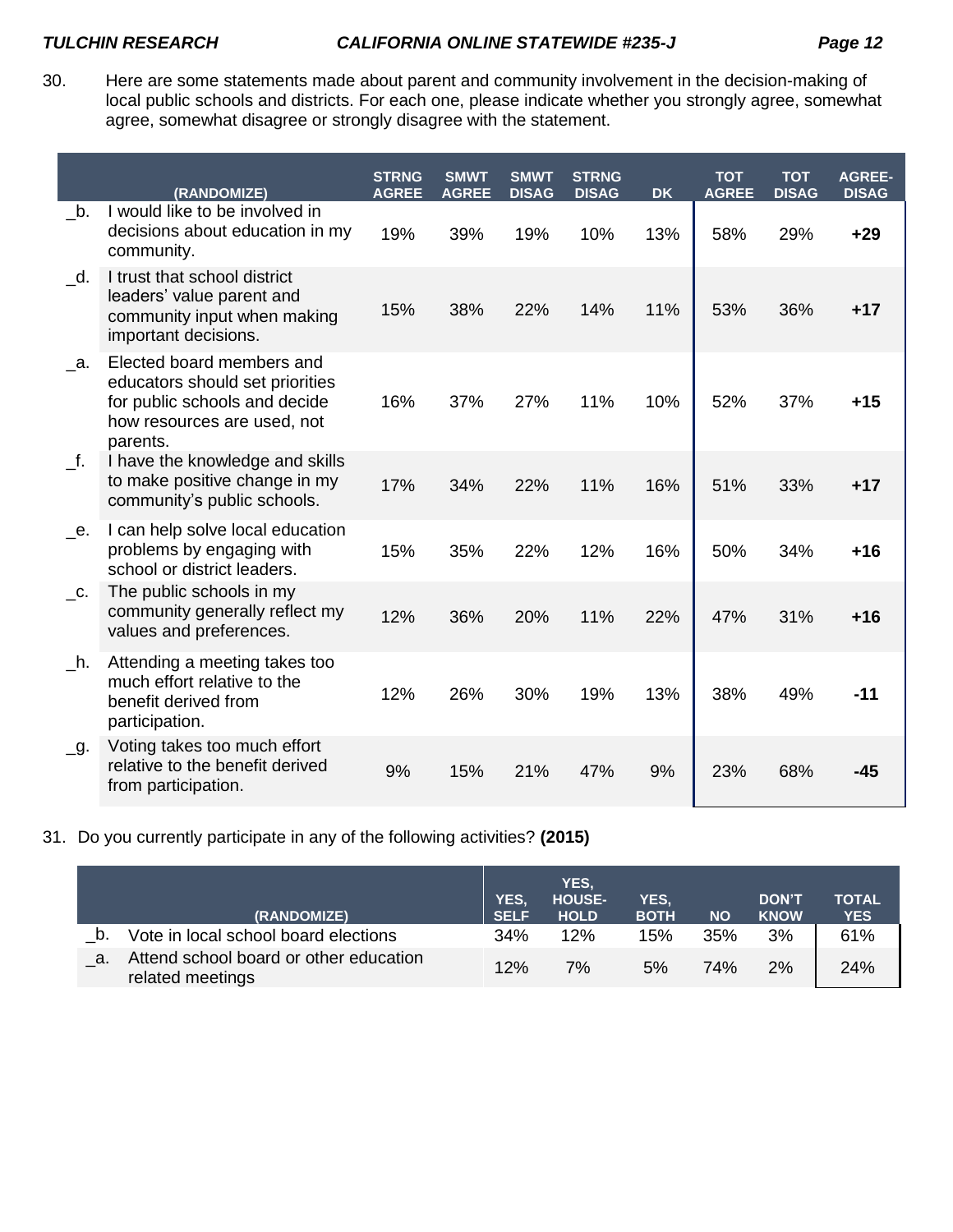30. Here are some statements made about parent and community involvement in the decision-making of local public schools and districts. For each one, please indicate whether you strongly agree, somewhat agree, somewhat disagree or strongly disagree with the statement.

| | (RANDOMIZE) | STRNG AGREE | SMWT AGREE | SMWT DISAG | STRNG DISAG | DK | TOT AGREE | TOT DISAG | AGREE-DISAG |
|---|---|---|---|---|---|---|---|---|---|
| _b. | I would like to be involved in decisions about education in my community. | 19% | 39% | 19% | 10% | 13% | 58% | 29% | **+29** |
| _d. | I trust that school district leaders' value parent and community input when making important decisions. | 15% | 38% | 22% | 14% | 11% | 53% | 36% | **+17** |
| _a. | Elected board members and educators should set priorities for public schools and decide how resources are used, not parents. | 16% | 37% | 27% | 11% | 10% | 52% | 37% | **+15** |
| _f. | I have the knowledge and skills to make positive change in my community's public schools. | 17% | 34% | 22% | 11% | 16% | 51% | 33% | **+17** |
| _e. | I can help solve local education problems by engaging with school or district leaders. | 15% | 35% | 22% | 12% | 16% | 50% | 34% | **+16** |
| _c. | The public schools in my community generally reflect my values and preferences. | 12% | 36% | 20% | 11% | 22% | 47% | 31% | **+16** |
| _h. | Attending a meeting takes too much effort relative to the benefit derived from participation. | 12% | 26% | 30% | 19% | 13% | 38% | 49% | **-11** |
| _g. | Voting takes too much effort relative to the benefit derived from participation. | 9% | 15% | 21% | 47% | 9% | 23% | 68% | **-45** |

31. Do you currently participate in any of the following activities? **(2015)**

| | (RANDOMIZE) | YES, SELF | YES, HOUSE-HOLD | YES, BOTH | NO | DON'T KNOW | TOTAL YES |
|---|---|---|---|---|---|---|---|
| _b. | Vote in local school board elections | 34% | 12% | 15% | 35% | 3% | 61% |
| _a. | Attend school board or other education related meetings | 12% | 7% | 5% | 74% | 2% | 24% |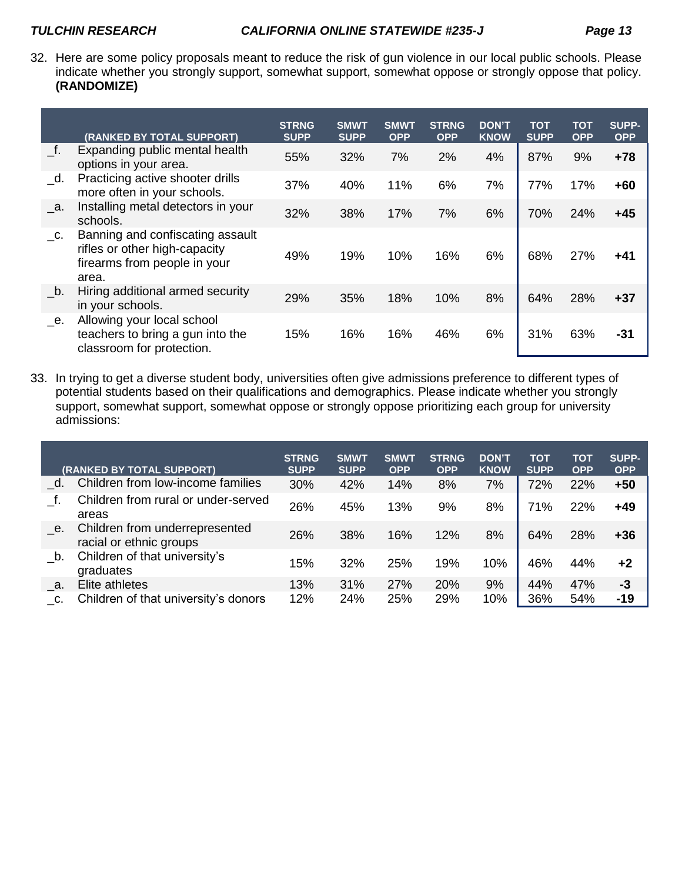32. Here are some policy proposals meant to reduce the risk of gun violence in our local public schools. Please indicate whether you strongly support, somewhat support, somewhat oppose or strongly oppose that policy. **(RANDOMIZE)**

| | (RANKED BY TOTAL SUPPORT) | STRNG SUPP | SMWT SUPP | SMWT OPP | STRNG OPP | DON'T KNOW | TOT SUPP | TOT OPP | SUPP-OPP |
|---|---|---|---|---|---|---|---|---|---|
| _f. | Expanding public mental health options in your area. | 55% | 32% | 7% | 2% | 4% | 87% | 9% | **+78** |
| _d. | Practicing active shooter drills more often in your schools. | 37% | 40% | 11% | 6% | 7% | 77% | 17% | **+60** |
| _a. | Installing metal detectors in your schools. | 32% | 38% | 17% | 7% | 6% | 70% | 24% | **+45** |
| _c. | Banning and confiscating assault rifles or other high-capacity firearms from people in your area. | 49% | 19% | 10% | 16% | 6% | 68% | 27% | **+41** |
| _b. | Hiring additional armed security in your schools. | 29% | 35% | 18% | 10% | 8% | 64% | 28% | **+37** |
| _e. | Allowing your local school teachers to bring a gun into the classroom for protection. | 15% | 16% | 16% | 46% | 6% | 31% | 63% | **-31** |

33. In trying to get a diverse student body, universities often give admissions preference to different types of potential students based on their qualifications and demographics. Please indicate whether you strongly support, somewhat support, somewhat oppose or strongly oppose prioritizing each group for university admissions:

| | (RANKED BY TOTAL SUPPORT) | STRNG SUPP | SMWT SUPP | SMWT OPP | STRNG OPP | DON'T KNOW | TOT SUPP | TOT OPP | SUPP-OPP |
|---|---|---|---|---|---|---|---|---|---|
| _d. | Children from low-income families | 30% | 42% | 14% | 8% | 7% | 72% | 22% | **+50** |
| _f. | Children from rural or under-served areas | 26% | 45% | 13% | 9% | 8% | 71% | 22% | **+49** |
| _e. | Children from underrepresented racial or ethnic groups | 26% | 38% | 16% | 12% | 8% | 64% | 28% | **+36** |
| _b. | Children of that university's graduates | 15% | 32% | 25% | 19% | 10% | 46% | 44% | **+2** |
| _a. | Elite athletes | 13% | 31% | 27% | 20% | 9% | 44% | 47% | **-3** |
| _c. | Children of that university's donors | 12% | 24% | 25% | 29% | 10% | 36% | 54% | **-19** |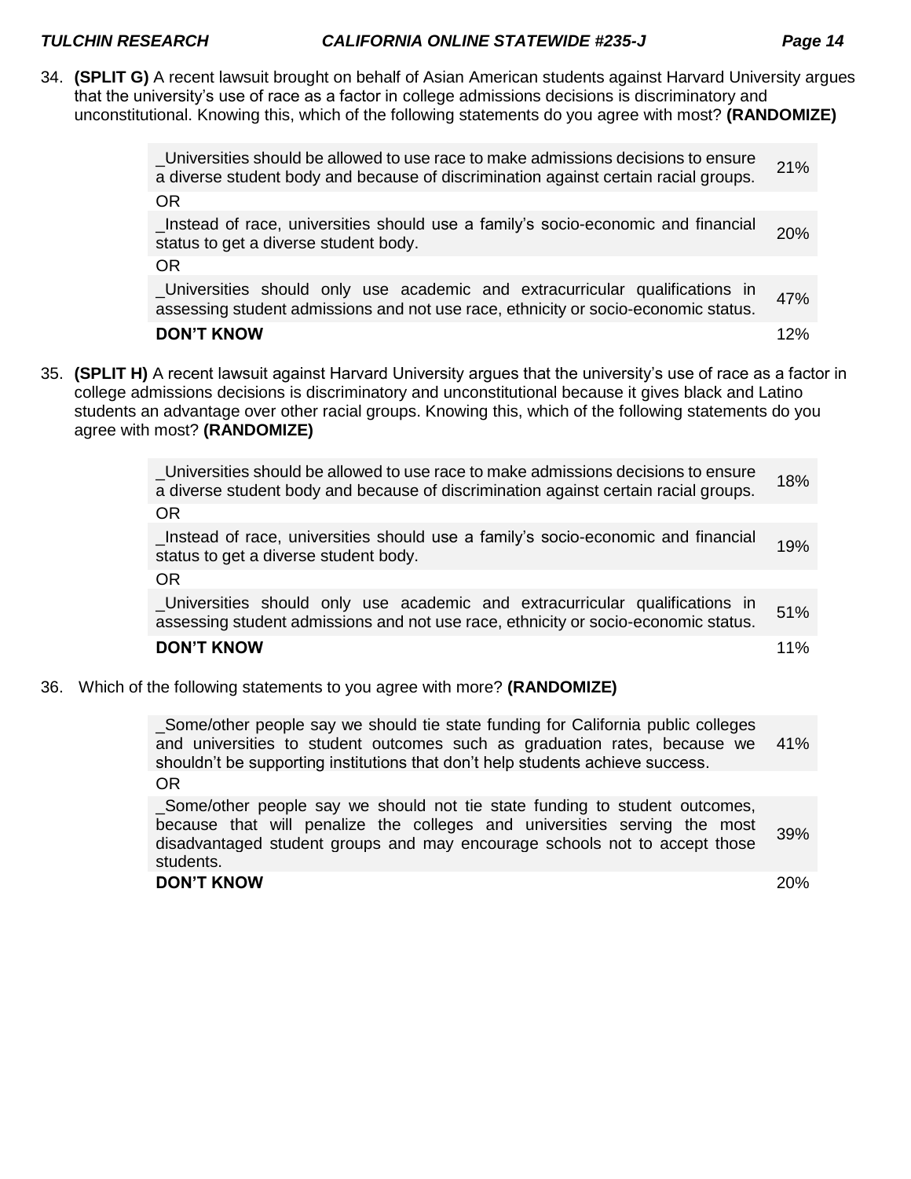34. **(SPLIT G)** A recent lawsuit brought on behalf of Asian American students against Harvard University argues that the university's use of race as a factor in college admissions decisions is discriminatory and unconstitutional. Knowing this, which of the following statements do you agree with most? **(RANDOMIZE)**

| | |
|---|---|
| _Universities should be allowed to use race to make admissions decisions to ensure a diverse student body and because of discrimination against certain racial groups. | 21% |
| OR | |
| _Instead of race, universities should use a family's socio-economic and financial status to get a diverse student body. | 20% |
| OR | |
| _Universities should only use academic and extracurricular qualifications in assessing student admissions and not use race, ethnicity or socio-economic status. | 47% |
| **DON'T KNOW** | 12% |

35. **(SPLIT H)** A recent lawsuit against Harvard University argues that the university's use of race as a factor in college admissions decisions is discriminatory and unconstitutional because it gives black and Latino students an advantage over other racial groups. Knowing this, which of the following statements do you agree with most? **(RANDOMIZE)**

| | |
|---|---|
| _Universities should be allowed to use race to make admissions decisions to ensure a diverse student body and because of discrimination against certain racial groups. | 18% |
| OR | |
| _Instead of race, universities should use a family's socio-economic and financial status to get a diverse student body. | 19% |
| OR | |
| _Universities should only use academic and extracurricular qualifications in assessing student admissions and not use race, ethnicity or socio-economic status. | 51% |
| **DON'T KNOW** | 11% |

36. Which of the following statements to you agree with more? **(RANDOMIZE)**

| | |
|---|---|
| _Some/other people say we should tie state funding for California public colleges and universities to student outcomes such as graduation rates, because we shouldn't be supporting institutions that don't help students achieve success. | 41% |
| OR | |
| _Some/other people say we should not tie state funding to student outcomes, because that will penalize the colleges and universities serving the most disadvantaged student groups and may encourage schools not to accept those students. | 39% |
| **DON'T KNOW** | 20% |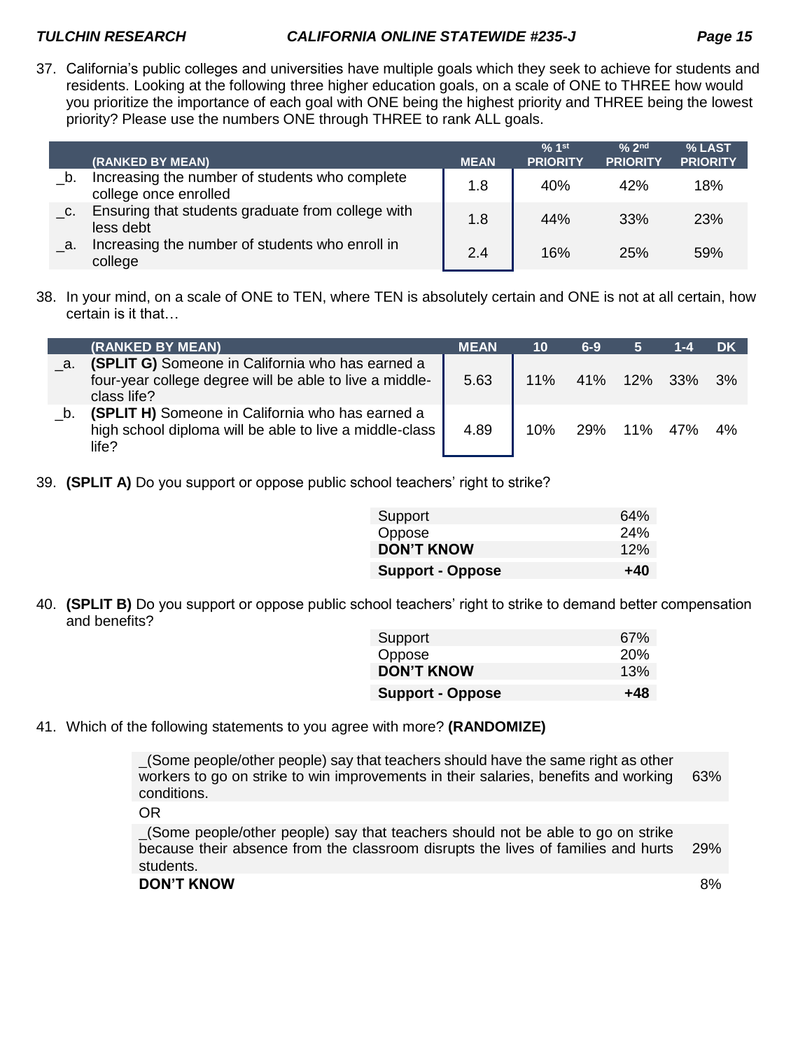37. California's public colleges and universities have multiple goals which they seek to achieve for students and residents. Looking at the following three higher education goals, on a scale of ONE to THREE how would you prioritize the importance of each goal with ONE being the highest priority and THREE being the lowest priority? Please use the numbers ONE through THREE to rank ALL goals.

| | (RANKED BY MEAN) | MEAN | % 1st PRIORITY | % 2nd PRIORITY | % LAST PRIORITY |
|---|---|---|---|---|---|
| _b. | Increasing the number of students who complete college once enrolled | 1.8 | 40% | 42% | 18% |
| _c. | Ensuring that students graduate from college with less debt | 1.8 | 44% | 33% | 23% |
| _a. | Increasing the number of students who enroll in college | 2.4 | 16% | 25% | 59% |

38. In your mind, on a scale of ONE to TEN, where TEN is absolutely certain and ONE is not at all certain, how certain is it that…

| | (RANKED BY MEAN) | MEAN | 10 | 6-9 | 5 | 1-4 | DK |
|---|---|---|---|---|---|---|---|
| _a. | **(SPLIT G)** Someone in California who has earned a four-year college degree will be able to live a middle-class life? | 5.63 | 11% | 41% | 12% | 33% | 3% |
| _b. | **(SPLIT H)** Someone in California who has earned a high school diploma will be able to live a middle-class life? | 4.89 | 10% | 29% | 11% | 47% | 4% |

39. **(SPLIT A)** Do you support or oppose public school teachers' right to strike?

| | |
|---|---|
| Support | 64% |
| Oppose | 24% |
| **DON'T KNOW** | 12% |
| **Support - Oppose** | **+40** |

40. **(SPLIT B)** Do you support or oppose public school teachers' right to strike to demand better compensation and benefits?

| | |
|---|---|
| Support | 67% |
| Oppose | 20% |
| **DON'T KNOW** | 13% |
| **Support - Oppose** | **+48** |

41. Which of the following statements to you agree with more? **(RANDOMIZE)**

| | |
|---|---|
| _(Some people/other people) say that teachers should have the same right as other workers to go on strike to win improvements in their salaries, benefits and working conditions. | 63% |
| OR | |
| _(Some people/other people) say that teachers should not be able to go on strike because their absence from the classroom disrupts the lives of families and hurts students. | 29% |
| **DON'T KNOW** | 8% |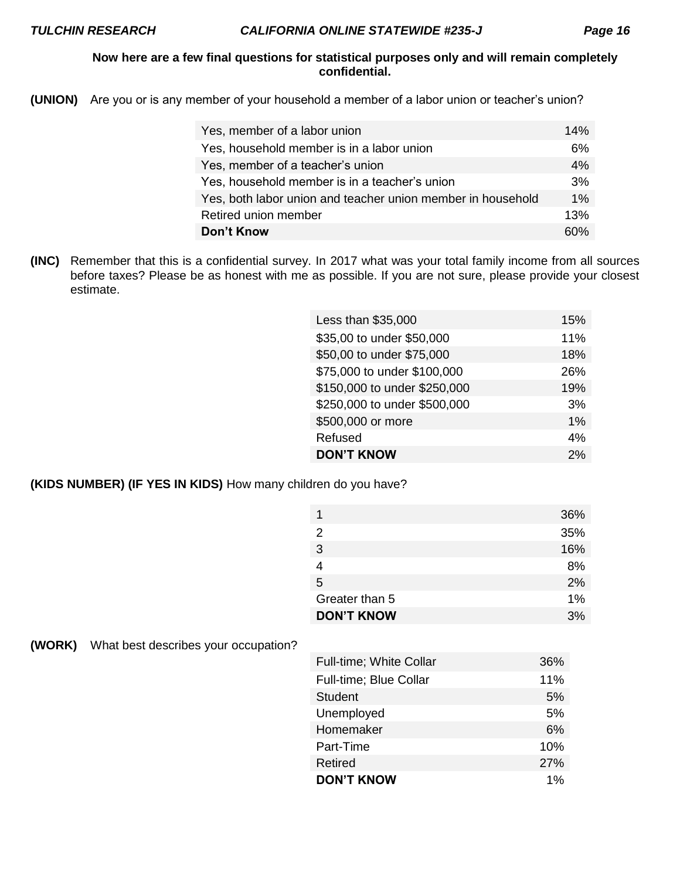**Now here are a few final questions for statistical purposes only and will remain completely confidential.**

**(UNION)** Are you or is any member of your household a member of a labor union or teacher's union?

| | |
|---|---|
| Yes, member of a labor union | 14% |
| Yes, household member is in a labor union | 6% |
| Yes, member of a teacher's union | 4% |
| Yes, household member is in a teacher's union | 3% |
| Yes, both labor union and teacher union member in household | 1% |
| Retired union member | 13% |
| **Don't Know** | 60% |

**(INC)** Remember that this is a confidential survey. In 2017 what was your total family income from all sources before taxes? Please be as honest with me as possible. If you are not sure, please provide your closest estimate.

| | |
|---|---|
| Less than $35,000 | 15% |
| $35,00 to under $50,000 | 11% |
| $50,00 to under $75,000 | 18% |
| $75,000 to under $100,000 | 26% |
| $150,000 to under $250,000 | 19% |
| $250,000 to under $500,000 | 3% |
| $500,000 or more | 1% |
| Refused | 4% |
| **DON'T KNOW** | 2% |

**(KIDS NUMBER) (IF YES IN KIDS)** How many children do you have?

| | |
|---|---|
| 1 | 36% |
| 2 | 35% |
| 3 | 16% |
| 4 | 8% |
| 5 | 2% |
| Greater than 5 | 1% |
| **DON'T KNOW** | 3% |

**(WORK)** What best describes your occupation?

| | |
|---|---|
| Full-time; White Collar | 36% |
| Full-time; Blue Collar | 11% |
| Student | 5% |
| Unemployed | 5% |
| Homemaker | 6% |
| Part-Time | 10% |
| Retired | 27% |
| **DON'T KNOW** | 1% |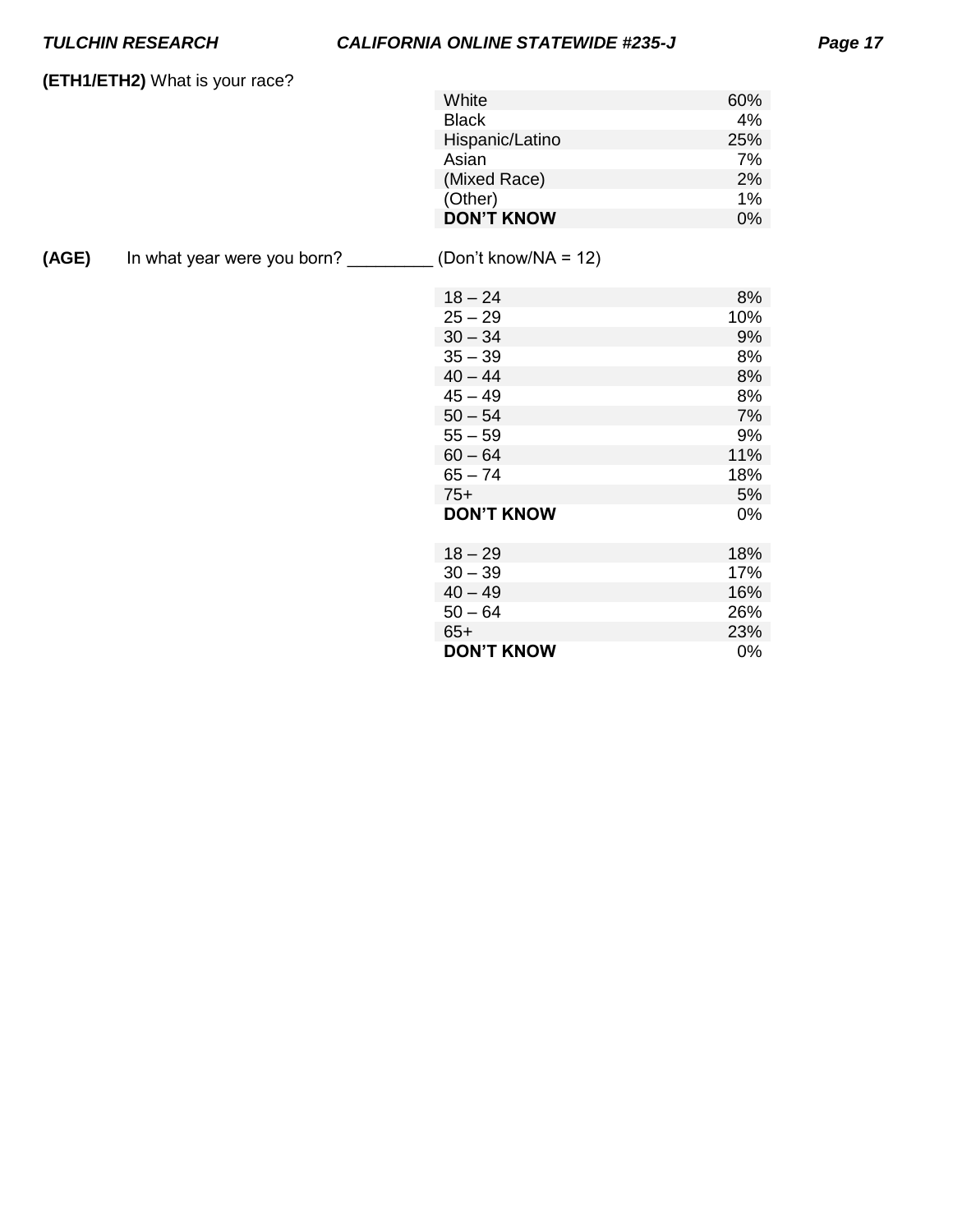**(ETH1/ETH2)** What is your race?

| | |
|---|---|
| White | 60% |
| Black | 4% |
| Hispanic/Latino | 25% |
| Asian | 7% |
| (Mixed Race) | 2% |
| (Other) | 1% |
| **DON'T KNOW** | 0% |

**(AGE)** In what year were you born? _________ (Don't know/NA = 12)

| | |
|---|---|
| 18 – 24 | 8% |
| 25 – 29 | 10% |
| 30 – 34 | 9% |
| 35 – 39 | 8% |
| 40 – 44 | 8% |
| 45 – 49 | 8% |
| 50 – 54 | 7% |
| 55 – 59 | 9% |
| 60 – 64 | 11% |
| 65 – 74 | 18% |
| 75+ | 5% |
| **DON'T KNOW** | 0% |

| | |
|---|---|
| 18 – 29 | 18% |
| 30 – 39 | 17% |
| 40 – 49 | 16% |
| 50 – 64 | 26% |
| 65+ | 23% |
| **DON'T KNOW** | 0% |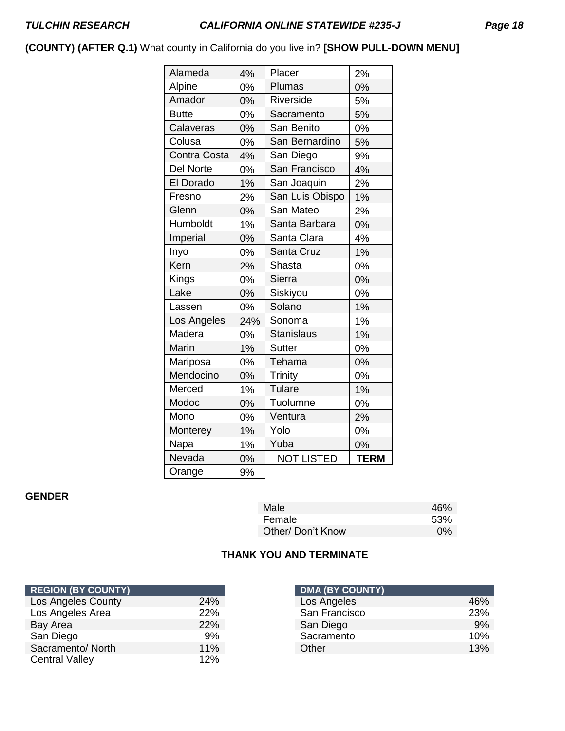**(COUNTY) (AFTER Q.1)** What county in California do you live in? **[SHOW PULL-DOWN MENU]**

| | | | |
|---|---|---|---|
| Alameda | 4% | Placer | 2% |
| Alpine | 0% | Plumas | 0% |
| Amador | 0% | Riverside | 5% |
| Butte | 0% | Sacramento | 5% |
| Calaveras | 0% | San Benito | 0% |
| Colusa | 0% | San Bernardino | 5% |
| Contra Costa | 4% | San Diego | 9% |
| Del Norte | 0% | San Francisco | 4% |
| El Dorado | 1% | San Joaquin | 2% |
| Fresno | 2% | San Luis Obispo | 1% |
| Glenn | 0% | San Mateo | 2% |
| Humboldt | 1% | Santa Barbara | 0% |
| Imperial | 0% | Santa Clara | 4% |
| Inyo | 0% | Santa Cruz | 1% |
| Kern | 2% | Shasta | 0% |
| Kings | 0% | Sierra | 0% |
| Lake | 0% | Siskiyou | 0% |
| Lassen | 0% | Solano | 1% |
| Los Angeles | 24% | Sonoma | 1% |
| Madera | 0% | Stanislaus | 1% |
| Marin | 1% | Sutter | 0% |
| Mariposa | 0% | Tehama | 0% |
| Mendocino | 0% | Trinity | 0% |
| Merced | 1% | Tulare | 1% |
| Modoc | 0% | Tuolumne | 0% |
| Mono | 0% | Ventura | 2% |
| Monterey | 1% | Yolo | 0% |
| Napa | 1% | Yuba | 0% |
| Nevada | 0% | NOT LISTED | **TERM** |
| Orange | 9% | | |

**GENDER**

| | |
|---|---|
| Male | 46% |
| Female | 53% |
| Other/ Don't Know | 0% |

**THANK YOU AND TERMINATE**

| REGION (BY COUNTY) | |
|---|---|
| Los Angeles County | 24% |
| Los Angeles Area | 22% |
| Bay Area | 22% |
| San Diego | 9% |
| Sacramento/ North | 11% |
| Central Valley | 12% |

| DMA (BY COUNTY) | |
|---|---|
| Los Angeles | 46% |
| San Francisco | 23% |
| San Diego | 9% |
| Sacramento | 10% |
| Other | 13% |